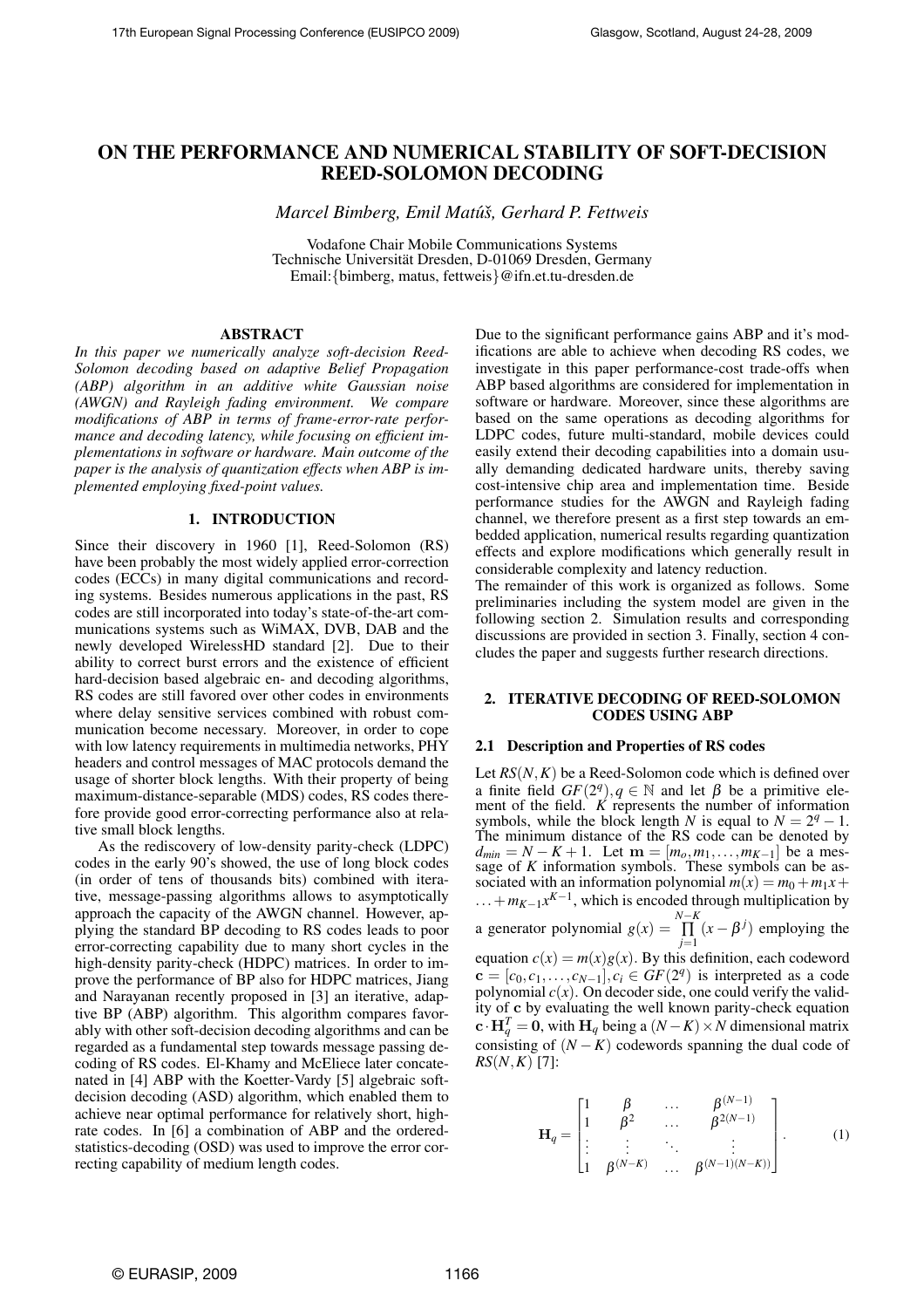# ON THE PERFORMANCE AND NUMERICAL STABILITY OF SOFT-DECISION REED-SOLOMON DECODING

*Marcel Bimberg, Emil Matúš, Gerhard P. Fettweis*

Vodafone Chair Mobile Communications Systems
Technische Universität Dresden, D-01069 Dresden, Germany
Email:{bimberg, matus, fettweis}@ifn.et.tu-dresden.de

## ABSTRACT

*In this paper we numerically analyze soft-decision Reed-Solomon decoding based on adaptive Belief Propagation (ABP) algorithm in an additive white Gaussian noise (AWGN) and Rayleigh fading environment. We compare modifications of ABP in terms of frame-error-rate performance and decoding latency, while focusing on efficient implementations in software or hardware. Main outcome of the paper is the analysis of quantization effects when ABP is implemented employing fixed-point values.*

## 1. INTRODUCTION

Since their discovery in 1960 [1], Reed-Solomon (RS) have been probably the most widely applied error-correction codes (ECCs) in many digital communications and recording systems. Besides numerous applications in the past, RS codes are still incorporated into today's state-of-the-art communications systems such as WiMAX, DVB, DAB and the newly developed WirelessHD standard [2]. Due to their ability to correct burst errors and the existence of efficient hard-decision based algebraic en- and decoding algorithms, RS codes are still favored over other codes in environments where delay sensitive services combined with robust communication become necessary. Moreover, in order to cope with low latency requirements in multimedia networks, PHY headers and control messages of MAC protocols demand the usage of shorter block lengths. With their property of being maximum-distance-separable (MDS) codes, RS codes therefore provide good error-correcting performance also at relative small block lengths.

As the rediscovery of low-density parity-check (LDPC) codes in the early 90's showed, the use of long block codes (in order of tens of thousands bits) combined with iterative, message-passing algorithms allows to asymptotically approach the capacity of the AWGN channel. However, applying the standard BP decoding to RS codes leads to poor error-correcting capability due to many short cycles in the high-density parity-check (HDPC) matrices. In order to improve the performance of BP also for HDPC matrices, Jiang and Narayanan recently proposed in [3] an iterative, adaptive BP (ABP) algorithm. This algorithm compares favorably with other soft-decision decoding algorithms and can be regarded as a fundamental step towards message passing decoding of RS codes. El-Khamy and McEliece later concatenated in [4] ABP with the Koetter-Vardy [5] algebraic soft-decision decoding (ASD) algorithm, which enabled them to achieve near optimal performance for relatively short, high-rate codes. In [6] a combination of ABP and the ordered-statistics-decoding (OSD) was used to improve the error correcting capability of medium length codes.

Due to the significant performance gains ABP and it's modifications are able to achieve when decoding RS codes, we investigate in this paper performance-cost trade-offs when ABP based algorithms are considered for implementation in software or hardware. Moreover, since these algorithms are based on the same operations as decoding algorithms for LDPC codes, future multi-standard, mobile devices could easily extend their decoding capabilities into a domain usually demanding dedicated hardware units, thereby saving cost-intensive chip area and implementation time. Beside performance studies for the AWGN and Rayleigh fading channel, we therefore present as a first step towards an embedded application, numerical results regarding quantization effects and explore modifications which generally result in considerable complexity and latency reduction.

The remainder of this work is organized as follows. Some preliminaries including the system model are given in the following section 2. Simulation results and corresponding discussions are provided in section 3. Finally, section 4 concludes the paper and suggests further research directions.

## 2. ITERATIVE DECODING OF REED-SOLOMON CODES USING ABP

### 2.1 Description and Properties of RS codes

Let $RS(N,K)$ be a Reed-Solomon code which is defined over a finite field $GF(2^q), q \in \mathbb{N}$ and let $\beta$ be a primitive element of the field. $K$ represents the number of information symbols, while the block length $N$ is equal to $N = 2^q - 1$. The minimum distance of the RS code can be denoted by $d_{min} = N - K + 1$. Let $\mathbf{m} = [m_o, m_1, \ldots, m_{K-1}]$ be a message of $K$ information symbols. These symbols can be associated with an information polynomial $m(x) = m_0 + m_1 x + \ldots + m_{K-1} x^{K-1}$, which is encoded through multiplication by a generator polynomial $g(x) = \prod_{j=1}^{N-K} (x - \beta^j)$ employing the equation $c(x) = m(x)g(x)$. By this definition, each codeword $\mathbf{c} = [c_0, c_1, \ldots, c_{N-1}], c_i \in GF(2^q)$ is interpreted as a code polynomial $c(x)$. On decoder side, one could verify the validity of $\mathbf{c}$ by evaluating the well known parity-check equation $\mathbf{c} \cdot \mathbf{H}_q^T = \mathbf{0}$, with $\mathbf{H}_q$ being a $(N-K) \times N$ dimensional matrix consisting of $(N-K)$ codewords spanning the dual code of $RS(N,K)$ [7]:

$$\mathbf{H}_q = \begin{bmatrix} 1 & \beta & \ldots & \beta^{(N-1)} \\ 1 & \beta^2 & \ldots & \beta^{2(N-1)} \\ \vdots & \vdots & \ddots & \vdots \\ 1 & \beta^{(N-K)} & \ldots & \beta^{(N-1)(N-K))} \end{bmatrix}. \quad (1)$$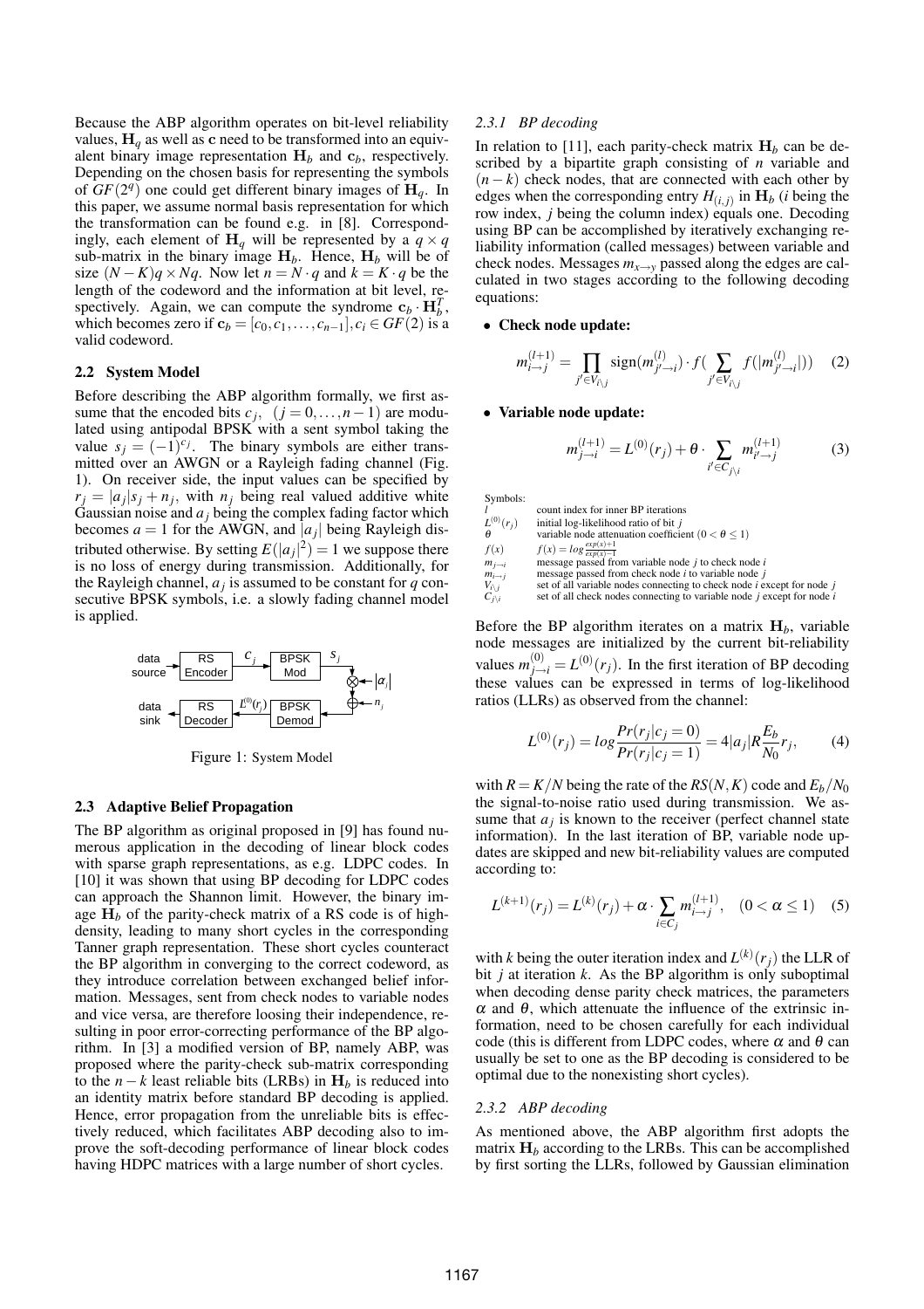Because the ABP algorithm operates on bit-level reliability values, $\mathbf{H}_q$ as well as $\mathbf{c}$ need to be transformed into an equivalent binary image representation $\mathbf{H}_b$ and $\mathbf{c}_b$, respectively. Depending on the chosen basis for representing the symbols of $GF(2^q)$ one could get different binary images of $\mathbf{H}_q$. In this paper, we assume normal basis representation for which the transformation can be found e.g. in [8]. Correspondingly, each element of $\mathbf{H}_q$ will be represented by a $q \times q$ sub-matrix in the binary image $\mathbf{H}_b$. Hence, $\mathbf{H}_b$ will be of size $(N-K)q \times Nq$. Now let $n = N \cdot q$ and $k = K \cdot q$ be the length of the codeword and the information at bit level, respectively. Again, we can compute the syndrome $\mathbf{c}_b \cdot \mathbf{H}_b^T$, which becomes zero if $\mathbf{c}_b = [c_0, c_1, \ldots, c_{n-1}], c_i \in GF(2)$ is a valid codeword.

### 2.2 System Model

Before describing the ABP algorithm formally, we first assume that the encoded bits $c_j,\ (j = 0, \ldots, n-1)$ are modulated using antipodal BPSK with a sent symbol taking the value $s_j = (-1)^{c_j}$. The binary symbols are either transmitted over an AWGN or a Rayleigh fading channel (Fig. 1). On receiver side, the input values can be specified by $r_j = |a_j| s_j + n_j$, with $n_j$ being real valued additive white Gaussian noise and $a_j$ being the complex fading factor which becomes $a = 1$ for the AWGN, and $|a_j|$ being Rayleigh distributed otherwise. By setting $E(|a_j|^2) = 1$ we suppose there is no loss of energy during transmission. Additionally, for the Rayleigh channel, $a_j$ is assumed to be constant for $q$ consecutive BPSK symbols, i.e. a slowly fading channel model is applied.

Figure 1: System Model

### 2.3 Adaptive Belief Propagation

The BP algorithm as original proposed in [9] has found numerous application in the decoding of linear block codes with sparse graph representations, as e.g. LDPC codes. In [10] it was shown that using BP decoding for LDPC codes can approach the Shannon limit. However, the binary image $\mathbf{H}_b$ of the parity-check matrix of a RS code is of high-density, leading to many short cycles in the corresponding Tanner graph representation. These short cycles counteract the BP algorithm in converging to the correct codeword, as they introduce correlation between exchanged belief information. Messages, sent from check nodes to variable nodes and vice versa, are therefore loosing their independence, resulting in poor error-correcting performance of the BP algorithm. In [3] a modified version of BP, namely ABP, was proposed where the parity-check sub-matrix corresponding to the $n-k$ least reliable bits (LRBs) in $\mathbf{H}_b$ is reduced into an identity matrix before standard BP decoding is applied. Hence, error propagation from the unreliable bits is effectively reduced, which facilitates ABP decoding also to improve the soft-decoding performance of linear block codes having HDPC matrices with a large number of short cycles.

#### 2.3.1 BP decoding

In relation to [11], each parity-check matrix $\mathbf{H}_b$ can be described by a bipartite graph consisting of $n$ variable and $(n-k)$ check nodes, that are connected with each other by edges when the corresponding entry $H_{(i,j)}$ in $\mathbf{H}_b$ ($i$ being the row index, $j$ being the column index) equals one. Decoding using BP can be accomplished by iteratively exchanging reliability information (called messages) between variable and check nodes. Messages $m_{x \to y}$ passed along the edges are calculated in two stages according to the following decoding equations:

- **Check node update:**

$$m_{i \to j}^{(l+1)} = \prod_{j' \in V_{i \setminus j}} \operatorname{sign}(m_{j' \to i}^{(l)}) \cdot f\Big(\sum_{j' \in V_{i \setminus j}} f(|m_{j' \to i}^{(l)}|)\Big) \quad (2)$$

- **Variable node update:**

$$m_{j \to i}^{(l+1)} = L^{(0)}(r_j) + \theta \cdot \sum_{i' \in C_{j \setminus i}} m_{i' \to j}^{(l+1)} \quad (3)$$

Symbols:

| | |
|---|---|
| $l$ | count index for inner BP iterations |
| $L^{(0)}(r_j)$ | initial log-likelihood ratio of bit $j$ |
| $\theta$ | variable node attenuation coefficient ($0 < \theta \leq 1$) |
| $f(x)$ | $f(x) = log\frac{exp(x)+1}{exp(x)-1}$ |
| $m_{j \to i}$ | message passed from variable node $j$ to check node $i$ |
| $m_{i \to j}$ | message passed from check node $i$ to variable node $j$ |
| $V_{i \setminus j}$ | set of all variable nodes connecting to check node $i$ except for node $j$ |
| $C_{j \setminus i}$ | set of all check nodes connecting to variable node $j$ except for node $i$ |

Before the BP algorithm iterates on a matrix $\mathbf{H}_b$, variable node messages are initialized by the current bit-reliability values $m_{j \to i}^{(0)} = L^{(0)}(r_j)$. In the first iteration of BP decoding these values can be expressed in terms of log-likelihood ratios (LLRs) as observed from the channel:

$$L^{(0)}(r_j) = log\frac{Pr(r_j|c_j = 0)}{Pr(r_j|c_j = 1)} = 4|a_j| R \frac{E_b}{N_0} r_j, \quad (4)$$

with $R = K/N$ being the rate of the $RS(N, K)$ code and $E_b/N_0$ the signal-to-noise ratio used during transmission. We assume that $a_j$ is known to the receiver (perfect channel state information). In the last iteration of BP, variable node updates are skipped and new bit-reliability values are computed according to:

$$L^{(k+1)}(r_j) = L^{(k)}(r_j) + \alpha \cdot \sum_{i \in C_j} m_{i \to j}^{(l+1)}, \quad (0 < \alpha \leq 1) \quad (5)$$

with $k$ being the outer iteration index and $L^{(k)}(r_j)$ the LLR of bit $j$ at iteration $k$. As the BP algorithm is only suboptimal when decoding dense parity check matrices, the parameters $\alpha$ and $\theta$, which attenuate the influence of the extrinsic information, need to be chosen carefully for each individual code (this is different from LDPC codes, where $\alpha$ and $\theta$ can usually be set to one as the BP decoding is considered to be optimal due to the nonexisting short cycles).

#### 2.3.2 ABP decoding

As mentioned above, the ABP algorithm first adopts the matrix $\mathbf{H}_b$ according to the LRBs. This can be accomplished by first sorting the LLRs, followed by Gaussian elimination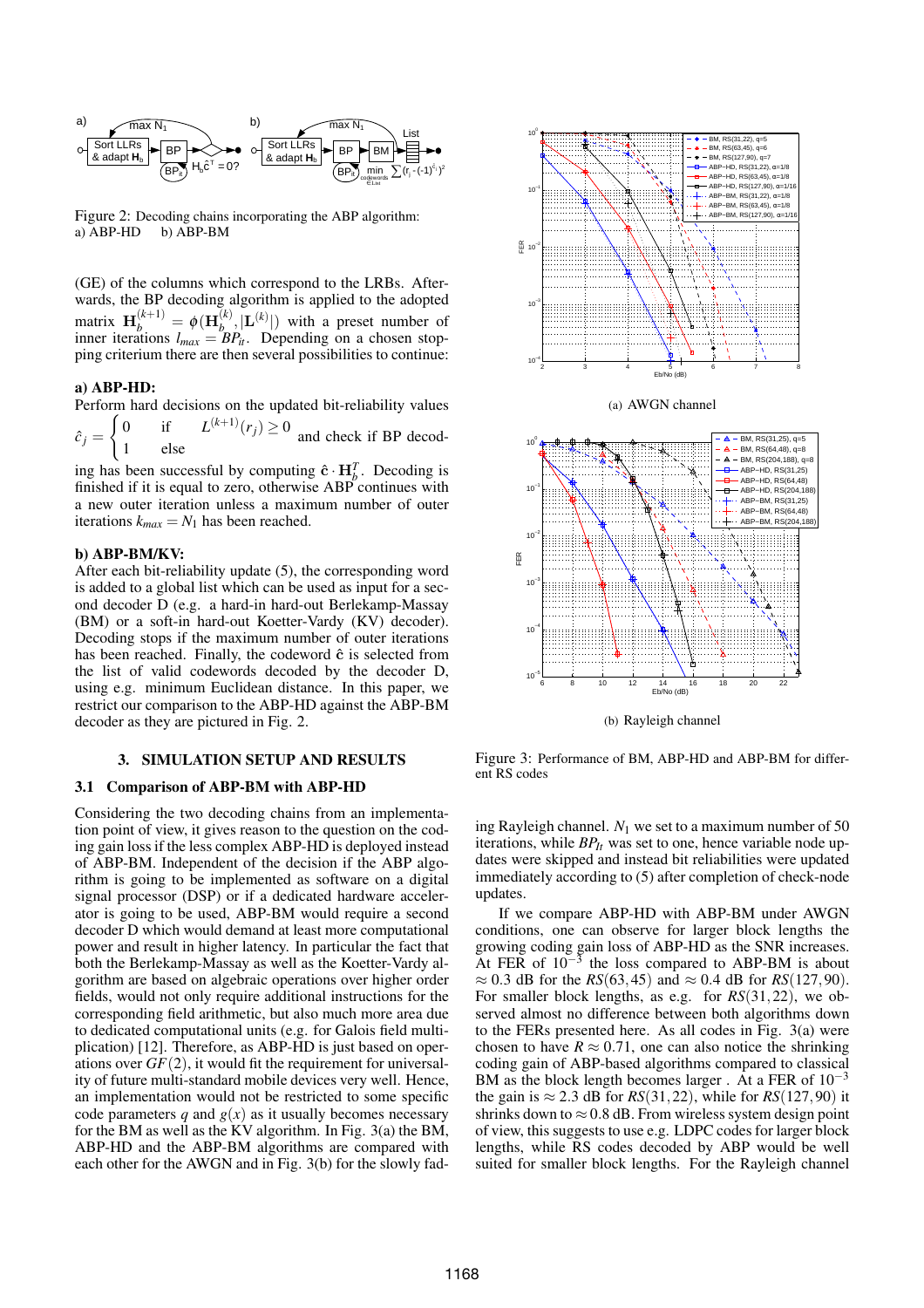Figure 2: Decoding chains incorporating the ABP algorithm:
a) ABP-HD b) ABP-BM

(GE) of the columns which correspond to the LRBs. Afterwards, the BP decoding algorithm is applied to the adopted matrix $\mathbf{H}_b^{(k+1)} = \phi(\mathbf{H}_b^{(k)}, |\mathbf{L}^{(k)}|)$ with a preset number of inner iterations $l_{max} = BP_{it}$. Depending on a chosen stopping criterium there are then several possibilities to continue:

**a) ABP-HD:**
Perform hard decisions on the updated bit-reliability values $\hat{c}_j = \begin{cases} 0 & \text{if} \quad L^{(k+1)}(r_j) \geq 0 \\ 1 & \text{else} \end{cases}$ and check if BP decoding has been successful by computing $\hat{\mathbf{c}} \cdot \mathbf{H}_b^T$. Decoding is finished if it is equal to zero, otherwise ABP continues with a new outer iteration unless a maximum number of outer iterations $k_{max} = N_1$ has been reached.

**b) ABP-BM/KV:**
After each bit-reliability update (5), the corresponding word is added to a global list which can be used as input for a second decoder D (e.g. a hard-in hard-out Berlekamp-Massay (BM) or a soft-in hard-out Koetter-Vardy (KV) decoder). Decoding stops if the maximum number of outer iterations has been reached. Finally, the codeword $\hat{\mathbf{c}}$ is selected from the list of valid codewords decoded by the decoder D, using e.g. minimum Euclidean distance. In this paper, we restrict our comparison to the ABP-HD against the ABP-BM decoder as they are pictured in Fig. 2.

## 3. SIMULATION SETUP AND RESULTS

### 3.1 Comparison of ABP-BM with ABP-HD

Considering the two decoding chains from an implementation point of view, it gives reason to the question on the coding gain loss if the less complex ABP-HD is deployed instead of ABP-BM. Independent of the decision if the ABP algorithm is going to be implemented as software on a digital signal processor (DSP) or if a dedicated hardware accelerator is going to be used, ABP-BM would require a second decoder D which would demand at least more computational power and result in higher latency. In particular the fact that both the Berlekamp-Massay as well as the Koetter-Vardy algorithm are based on operations over higher order fields, would not only require additional instructions for the corresponding field arithmetic, but also much more area due to dedicated computational units (e.g. for Galois field multiplication) [12]. Therefore, as ABP-HD is just based on operations over $GF(2)$, it would fit the requirement for universality of future multi-standard mobile devices very well. Hence, an implementation would not be restricted to some specific code parameters $q$ and $g(x)$ as it usually becomes necessary for the BM as well as the KV algorithm. In Fig. 3(a) the BM, ABP-HD and the ABP-BM algorithms are compared with each other for the AWGN and in Fig. 3(b) for the slowly fading Rayleigh channel. $N_1$ we set to a maximum number of 50 iterations, while $BP_{It}$ was set to one, hence variable node updates were skipped and instead bit reliabilities were updated immediately according to (5) after completion of check-node updates.

(a) AWGN channel

(b) Rayleigh channel

Figure 3: Performance of BM, ABP-HD and ABP-BM for different RS codes

If we compare ABP-HD with ABP-BM under AWGN conditions, one can observe for larger block lengths the growing coding gain loss of ABP-HD as the SNR increases. At FER of $10^{-3}$ the loss compared to ABP-BM is about $\approx 0.3$ dB for the $RS(63, 45)$ and $\approx 0.4$ dB for $RS(127, 90)$. For smaller block lengths, as e.g. for $RS(31, 22)$, we observed almost no difference between both algorithms down to the FERs presented here. As all codes in Fig. 3(a) were chosen to have $R \approx 0.71$, one can also notice the shrinking coding gain of ABP-based algorithms compared to classical BM as the block length becomes larger. At a FER of $10^{-3}$ the gain is $\approx 2.3$ dB for $RS(31, 22)$, while for $RS(127, 90)$ it shrinks down to $\approx 0.8$ dB. From wireless system design point of view, this suggests to use e.g. LDPC codes for larger block lengths, while RS codes decoded by ABP would be well suited for smaller block lengths. For the Rayleigh channel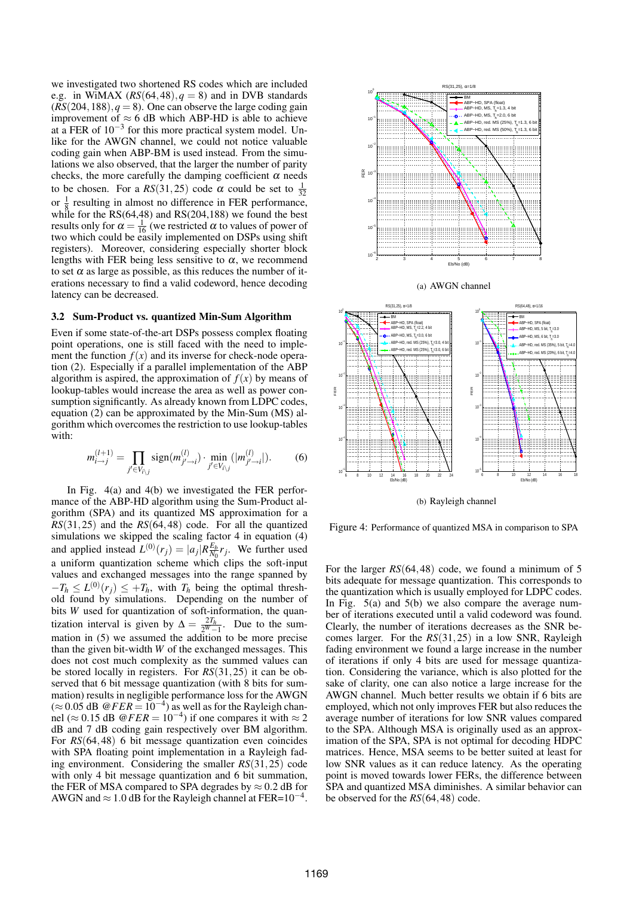we investigated two shortened RS codes which are included e.g. in WiMAX ($RS(64,48), q = 8$) and in DVB standards ($RS(204,188), q = 8$). One can observe the large coding gain improvement of $\approx 6$ dB which ABP-HD is able to achieve at a FER of $10^{-3}$ for this more practical system model. Unlike for the AWGN channel, we could not notice valuable coding gain when ABP-BM is used instead. From the simulations we also observed, that the larger the number of parity checks, the more carefully the damping coefficient $\alpha$ needs to be chosen. For a $RS(31,25)$ code $\alpha$ could be set to $\frac{1}{32}$ or $\frac{1}{8}$ resulting in almost no difference in FER performance, while for the RS(64,48) and RS(204,188) we found the best results only for $\alpha = \frac{1}{16}$ (we restricted $\alpha$ to values of power of two which could be easily implemented on DSPs using shift registers). Moreover, considering especially shorter block lengths with FER being less sensitive to $\alpha$, we recommend to set $\alpha$ as large as possible, as this reduces the number of iterations necessary to find a valid codeword, hence decoding latency can be decreased.

### 3.2 Sum-Product vs. quantized Min-Sum Algorithm

Even if some state-of-the-art DSPs possess complex floating point operations, one is still faced with the need to implement the function $f(x)$ and its inverse for check-node operation (2). Especially if a parallel implementation of the ABP algorithm is aspired, the approximation of $f(x)$ by means of lookup-tables would increase the area as well as power consumption significantly. As already known from LDPC codes, equation (2) can be approximated by the Min-Sum (MS) algorithm which overcomes the restriction to use lookup-tables with:

$$m_{i \to j}^{(l+1)} = \prod_{j' \in V_{i \setminus j}} \text{sign}(m_{j' \to i}^{(l)}) \cdot \min_{j' \in V_{i \setminus j}} (|m_{j' \to i}^{(l)}|). \quad (6)$$

In Fig. 4(a) and 4(b) we investigated the FER performance of the ABP-HD algorithm using the Sum-Product algorithm (SPA) and its quantized MS approximation for a $RS(31,25)$ and the $RS(64,48)$ code. For all the quantized simulations we skipped the scaling factor 4 in equation (4) and applied instead $L^{(0)}(r_j) = |a_j| R \frac{E_b}{N_0} r_j$. We further used a uniform quantization scheme which clips the soft-input values and exchanged messages into the range spanned by $-T_h \leq L^{(0)}(r_j) \leq +T_h$, with $T_h$ being the optimal threshold found by simulations. Depending on the number of bits $W$ used for quantization of soft-information, the quantization interval is given by $\Delta = \frac{2T_h}{2^W - 1}$. Due to the summation in (5) we assumed the addition to be more precise than the given bit-width $W$ of the exchanged messages. This does not cost much complexity as the summed values can be stored locally in registers. For $RS(31,25)$ it can be observed that 6 bit message quantization (with 8 bits for summation) results in negligible performance loss for the AWGN ($\approx 0.05$ dB $@FER = 10^{-4}$) as well as for the Rayleigh channel ($\approx 0.15$ dB $@FER = 10^{-4}$) if one compares it with $\approx 2$ dB and 7 dB coding gain respectively over BM algorithm. For $RS(64,48)$ 6 bit message quantization even coincides with SPA floating point implementation in a Rayleigh fading environment. Considering the smaller $RS(31,25)$ code with only 4 bit message quantization and 6 bit summation, the FER of MSA compared to SPA degrades by $\approx 0.2$ dB for AWGN and $\approx 1.0$ dB for the Rayleigh channel at FER=$10^{-4}$.

(a) AWGN channel

(b) Rayleigh channel

Figure 4: Performance of quantized MSA in comparison to SPA

For the larger $RS(64,48)$ code, we found a minimum of 5 bits adequate for message quantization. This corresponds to the quantization which is usually employed for LDPC codes. In Fig. 5(a) and 5(b) we also compare the average number of iterations executed until a valid codeword was found. Clearly, the number of iterations decreases as the SNR becomes larger. For the $RS(31,25)$ in a low SNR, Rayleigh fading environment we found a large increase in the number of iterations if only 4 bits are used for message quantization. Considering the variance, which is also plotted for the sake of clarity, one can also notice a large increase for the AWGN channel. Much better results we obtain if 6 bits are employed, which not only improves FER but also reduces the average number of iterations for low SNR values compared to the SPA. Although MSA is originally used as an approximation of the SPA, SPA is not optimal for decoding HDPC matrices. Hence, MSA seems to be better suited at least for low SNR values as it can reduce latency. As the operating point is moved towards lower FERs, the difference between SPA and quantized MSA diminishes. A similar behavior can be observed for the $RS(64,48)$ code.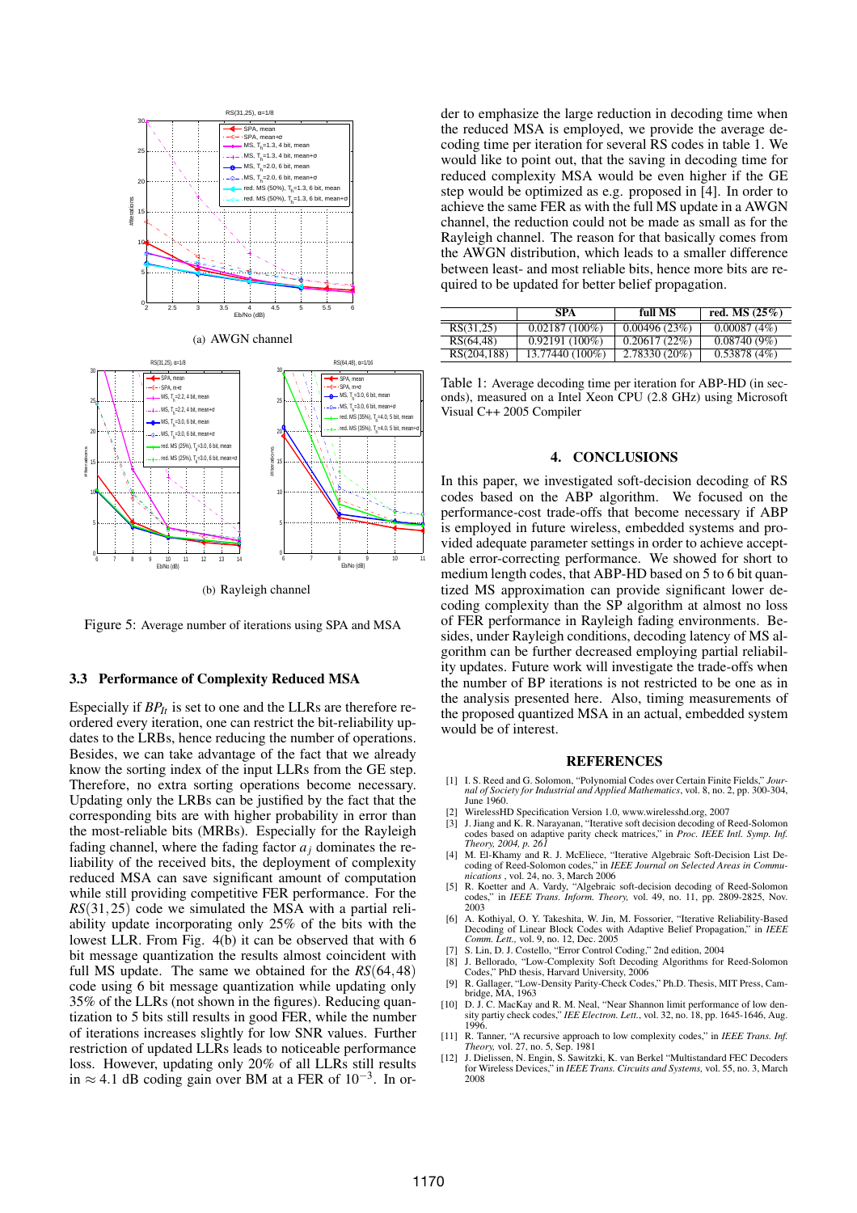RS(31,25), α=1/8

#iterations

Eb/No (dB)

SPA, mean
SPA, mean+σ
MS, $T_h$=1.3, 4 bit, mean
MS, $T_h$=1.3, 4 bit, mean+σ
MS, $T_h$=2.0, 6 bit, mean
MS, $T_h$=2.0, 6 bit, mean+σ
red. MS (50%), $T_h$=1.3, 6 bit, mean
red. MS (50%), $T_h$=1.3, 6 bit, mean+σ

(a) AWGN channel

RS(31,25), α=1/8

#iterations

Eb/No (dB)

SPA, mean
SPA, m+σ
MS, $T_h$=2.2, 4 bit, mean
MS, $T_h$=2.2, 4 bit, mean+σ
MS, $T_h$=3.0, 6 bit, mean
MS, $T_h$=3.0, 6 bit, mean+σ
red. MS (25%), $T_h$=3.0, 6 bit, mean
red. MS (25%), $T_h$=3.0, 6 bit, mean+σ

RS(64,48), α=1/16

#iterations

Eb/No (dB)

SPA, mean
SPA, m+σ
MS, $T_h$=3.0, 6 bit, mean
MS, $T_h$=3.0, 6 bit, mean+σ
red. MS (35%), $T_h$=4.0, 5 bit, mean
red. MS (35%), $T_h$=4.0, 5 bit, mean+σ

(b) Rayleigh channel

Figure 5: Average number of iterations using SPA and MSA

### 3.3 Performance of Complexity Reduced MSA

Especially if $BP_{It}$ is set to one and the LLRs are therefore reordered every iteration, one can restrict the bit-reliability updates to the LRBs, hence reducing the number of operations. Besides, we can take advantage of the fact that we already know the sorting index of the input LLRs from the GE step. Therefore, no extra sorting operations become necessary. Updating only the LRBs can be justified by the fact that the corresponding bits are with higher probability in error than the most-reliable bits (MRBs). Especially for the Rayleigh fading channel, where the fading factor $a_j$ dominates the reliability of the received bits, the deployment of complexity reduced MSA can save significant amount of computation while still providing competitive FER performance. For the $RS(31,25)$ code we simulated the MSA with a partial reliability update incorporating only 25% of the bits with the lowest LLR. From Fig. 4(b) it can be observed that with 6 bit message quantization the results almost coincident with full MS update. The same we obtained for the $RS(64,48)$ code using 6 bit message quantization while updating only 35% of the LLRs (not shown in the figures). Reducing quantization to 5 bits still results in good FER, while the number of iterations increases slightly for low SNR values. Further restriction of updated LLRs leads to noticeable performance loss. However, updating only 20% of all LLRs still results in $\approx 4.1$ dB coding gain over BM at a FER of $10^{-3}$. In order to emphasize the large reduction in decoding time when the reduced MSA is employed, we provide the average decoding time per iteration for several RS codes in table 1. We would like to point out, that the saving in decoding time for reduced complexity MSA would be even higher if the GE step would be optimized as e.g. proposed in [4]. In order to achieve the same FER as with the full MS update in a AWGN channel, the reduction could not be made as small as for the Rayleigh channel. The reason for that basically comes from the AWGN distribution, which leads to a smaller difference between least- and most reliable bits, hence more bits are required to be updated for better belief propagation.

| | SPA | full MS | red. MS (25%) |
|---|---|---|---|
| RS(31,25) | 0.02187 (100%) | 0.00496 (23%) | 0.00087 (4%) |
| RS(64,48) | 0.92191 (100%) | 0.20617 (22%) | 0.08740 (9%) |
| RS(204,188) | 13.77440 (100%) | 2.78330 (20%) | 0.53878 (4%) |

Table 1: Average decoding time per iteration for ABP-HD (in seconds), measured on a Intel Xeon CPU (2.8 GHz) using Microsoft Visual C++ 2005 Compiler

## 4. CONCLUSIONS

In this paper, we investigated soft-decision decoding of RS codes based on the ABP algorithm. We focused on the performance-cost trade-offs that become necessary if ABP is employed in future wireless, embedded systems and provided adequate parameter settings in order to achieve acceptable error-correcting performance. We showed for short to medium length codes, that ABP-HD based on 5 to 6 bit quantized MS approximation can provide significant lower decoding complexity than the SP algorithm at almost no loss of FER performance in Rayleigh fading environments. Besides, under Rayleigh conditions, decoding latency of MS algorithm can be further decreased employing partial reliability updates. Future work will investigate the trade-offs when the number of BP iterations is not restricted to be one as in the analysis presented here. Also, timing measurements of the proposed quantized MSA in an actual, embedded system would be of interest.

## REFERENCES

[1] I. S. Reed and G. Solomon, "Polynomial Codes over Certain Finite Fields," *Journal of Society for Industrial and Applied Mathematics*, vol. 8, no. 2, pp. 300-304, June 1960.

[2] WirelessHD Specification Version 1.0, www.wirelesshd.org, 2007

[3] J. Jiang and K. R. Narayanan, "Iterative soft decision decoding of Reed-Solomon codes based on adaptive parity check matrices," in *Proc. IEEE Intl. Symp. Inf. Theory, 2004, p. 261*

[4] M. El-Khamy and R. J. McEliece, "Iterative Algebraic Soft-Decision List Decoding of Reed-Solomon codes," in *IEEE Journal on Selected Areas in Communications* , vol. 24, no. 3, March 2006

[5] R. Koetter and A. Vardy, "Algebraic soft-decision decoding of Reed-Solomon codes," in *IEEE Trans. Inform. Theory,* vol. 49, no. 11, pp. 2809-2825, Nov. 2003

[6] A. Kothiyal, O. Y. Takeshita, W. Jin, M. Fossorier, "Iterative Reliability-Based Decoding of Linear Block Codes with Adaptive Belief Propagation," in *IEEE Comm. Lett.*, vol. 9, no. 12, Dec. 2005

[7] S. Lin, D. J. Costello, "Error Control Coding," 2nd edition, 2004

[8] J. Bellorado, "Low-Complexity Soft Decoding Algorithms for Reed-Solomon Codes," PhD thesis, Harvard University, 2006

[9] R. Gallager, "Low-Density Parity-Check Codes," Ph.D. Thesis, MIT Press, Cambridge, MA, 1963

[10] D. J. C. MacKay and R. M. Neal, "Near Shannon limit performance of low density partiy check codes," *IEE Electron. Lett.*, vol. 32, no. 18, pp. 1645-1646, Aug. 1996.

[11] R. Tanner, "A recursive approach to low complexity codes," in *IEEE Trans. Inf. Theory,* vol. 27, no. 5, Sep. 1981

[12] J. Dielissen, N. Engin, S. Sawitzki, K. van Berkel "Multistandard FEC Decoders for Wireless Devices," in *IEEE Trans. Circuits and Systems,* vol. 55, no. 3, March 2008